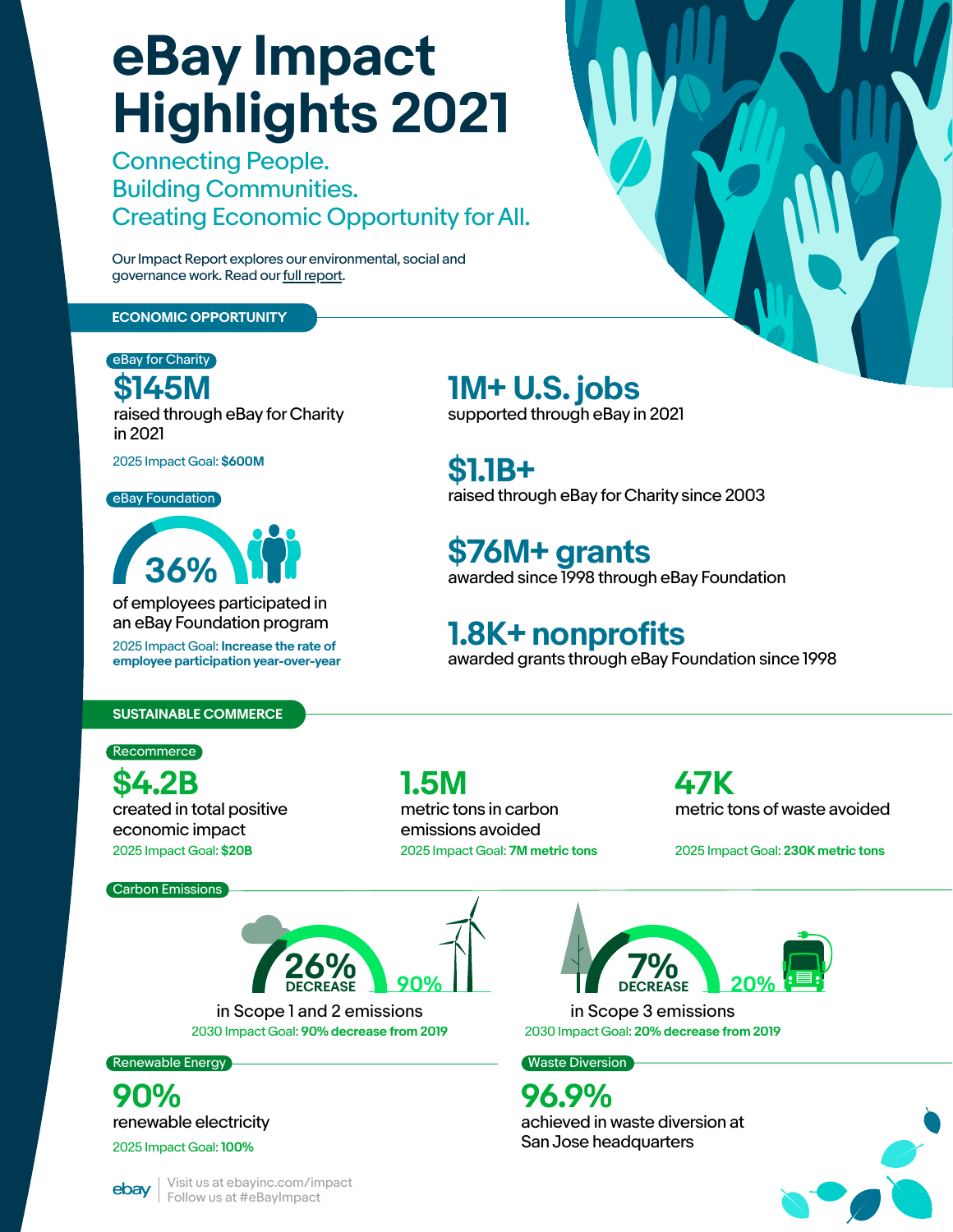# eBay Impact Highlights 2021

## Connecting People.
## Building Communities.
## Creating Economic Opportunity for All.

Our Impact Report explores our environmental, social and governance work. Read our full report.

## ECONOMIC OPPORTUNITY

**eBay for Charity**

**$145M**
raised through eBay for Charity in 2021

2025 Impact Goal: **$600M**

**eBay Foundation**

**36%**
of employees participated in an eBay Foundation program

2025 Impact Goal: **Increase the rate of employee participation year-over-year**

**1M+ U.S. jobs**
supported through eBay in 2021

**$1.1B+**
raised through eBay for Charity since 2003

**$76M+ grants**
awarded since 1998 through eBay Foundation

**1.8K+ nonprofits**
awarded grants through eBay Foundation since 1998

## SUSTAINABLE COMMERCE

**Recommerce**

**$4.2B**
created in total positive economic impact

2025 Impact Goal: **$20B**

**1.5M**
metric tons in carbon emissions avoided

2025 Impact Goal: **7M metric tons**

**47K**
metric tons of waste avoided

2025 Impact Goal: **230K metric tons**

**Carbon Emissions**

**26% DECREASE** (90%)
in Scope 1 and 2 emissions

2030 Impact Goal: **90% decrease from 2019**

**7% DECREASE** (20%)
in Scope 3 emissions

2030 Impact Goal: **20% decrease from 2019**

**Renewable Energy**

**90%**
renewable electricity

2025 Impact Goal: **100%**

**Waste Diversion**

**96.9%**
achieved in waste diversion at San Jose headquarters

ebay | Visit us at ebayinc.com/impact
Follow us at #eBayImpact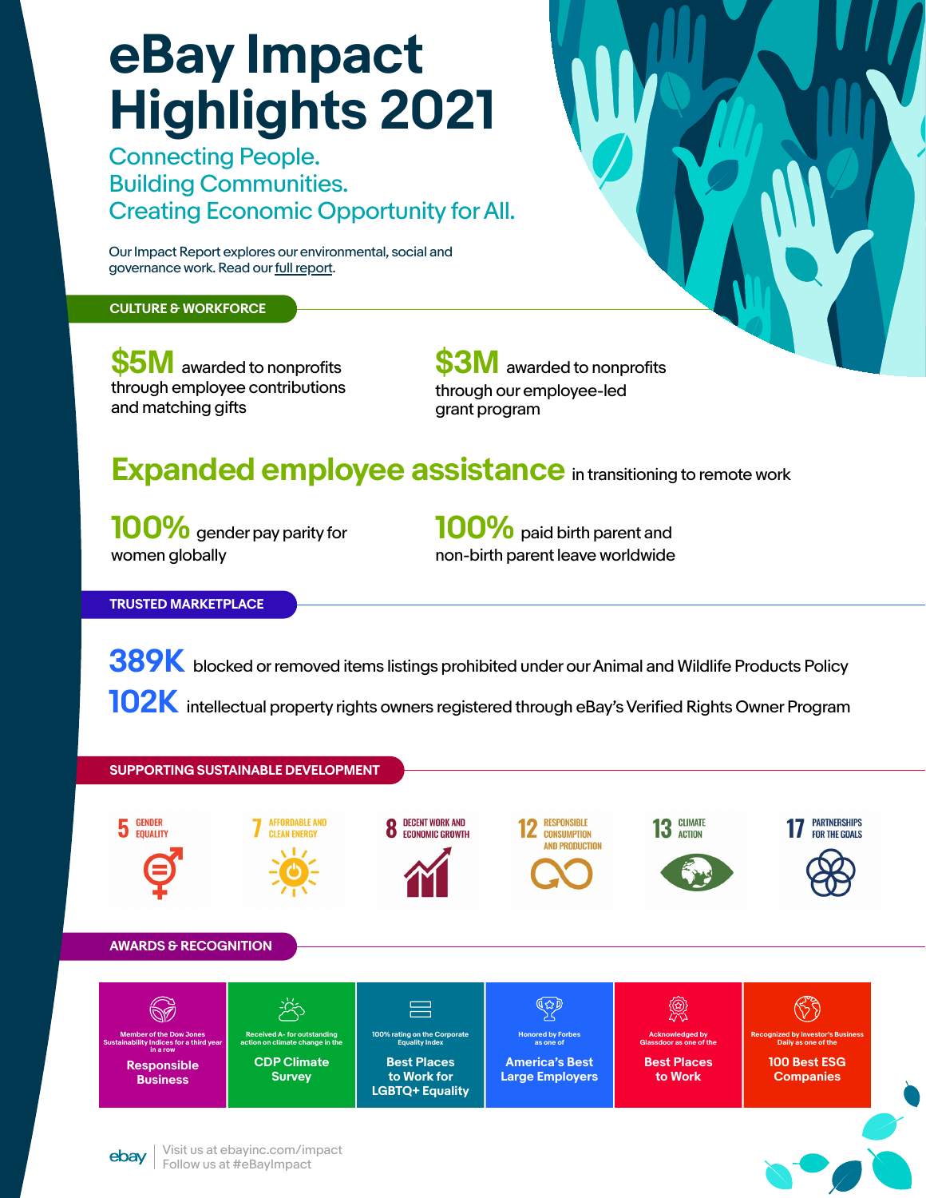# eBay Impact Highlights 2021

Connecting People.
Building Communities.
Creating Economic Opportunity for All.

Our Impact Report explores our environmental, social and governance work. Read our full report.

## CULTURE & WORKFORCE

**$5M** awarded to nonprofits through employee contributions and matching gifts

**$3M** awarded to nonprofits through our employee-led grant program

**Expanded employee assistance** in transitioning to remote work

**100%** gender pay parity for women globally

**100%** paid birth parent and non-birth parent leave worldwide

## TRUSTED MARKETPLACE

**389K** blocked or removed items listings prohibited under our Animal and Wildlife Products Policy

**102K** intellectual property rights owners registered through eBay's Verified Rights Owner Program

## SUPPORTING SUSTAINABLE DEVELOPMENT

- 5 GENDER EQUALITY
- 7 AFFORDABLE AND CLEAN ENERGY
- 8 DECENT WORK AND ECONOMIC GROWTH
- 12 RESPONSIBLE CONSUMPTION AND PRODUCTION
- 13 CLIMATE ACTION
- 17 PARTNERSHIPS FOR THE GOALS

## AWARDS & RECOGNITION

- Member of the Dow Jones Sustainability Indices for a third year in a row — **Responsible Business**
- Received A- for outstanding action on climate change in the — **CDP Climate Survey**
- 100% rating on the Corporate Equality Index — **Best Places to Work for LGBTQ+ Equality**
- Honored by Forbes as one of — **America's Best Large Employers**
- Acknowledged by Glassdoor as one of the — **Best Places to Work**
- Recognized by Investor's Business Daily as one of the — **100 Best ESG Companies**

ebay | Visit us at ebayinc.com/impact
Follow us at #eBayImpact